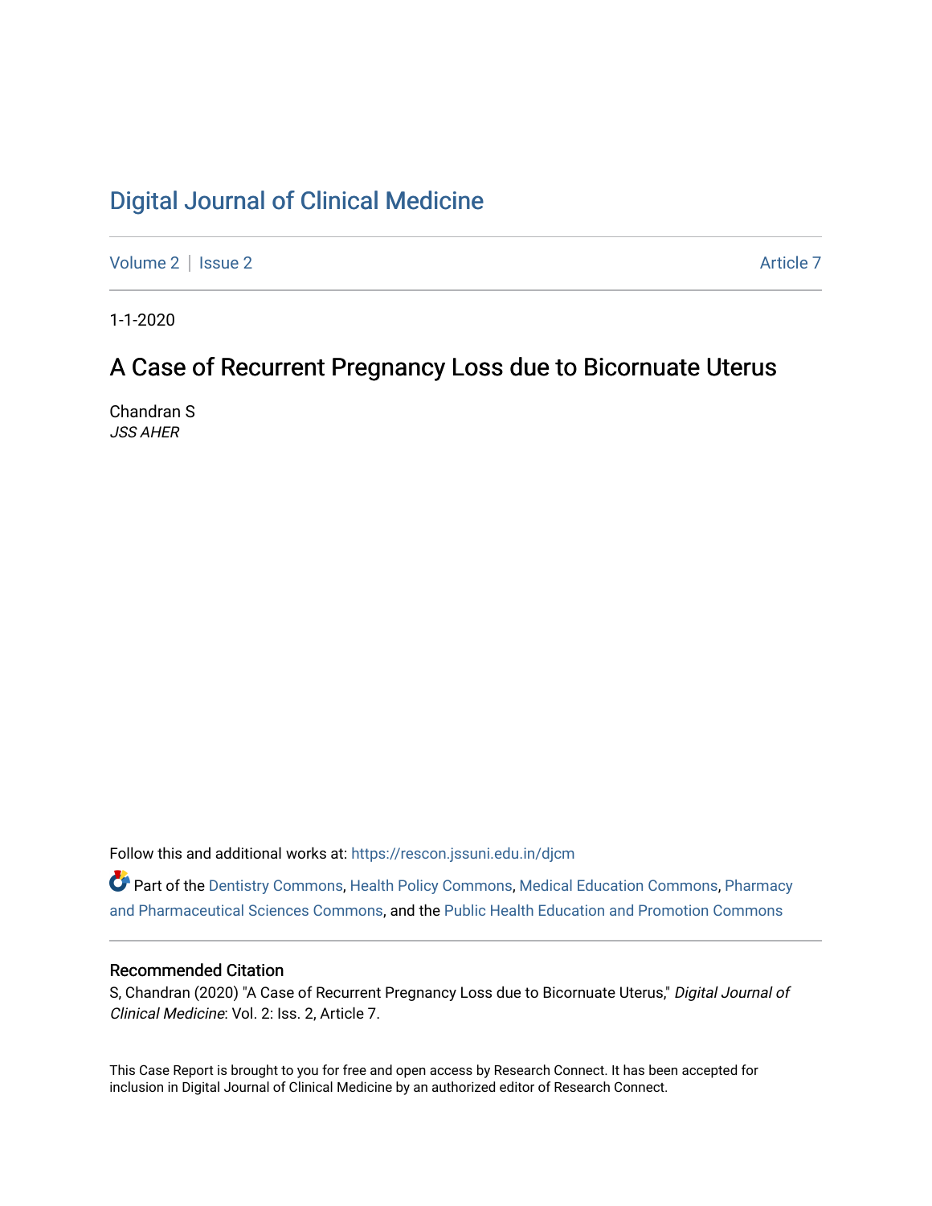# Digital Journal of Clinical Medicine

Volume 2 | Issue 2 Article 7

1-1-2020

## A Case of Recurrent Pregnancy Loss due to Bicornuate Uterus

Chandran S
*JSS AHER*

Follow this and additional works at: https://rescon.jssuni.edu.in/djcm

Part of the Dentistry Commons, Health Policy Commons, Medical Education Commons, Pharmacy and Pharmaceutical Sciences Commons, and the Public Health Education and Promotion Commons

### Recommended Citation

S, Chandran (2020) "A Case of Recurrent Pregnancy Loss due to Bicornuate Uterus," *Digital Journal of Clinical Medicine*: Vol. 2: Iss. 2, Article 7.

This Case Report is brought to you for free and open access by Research Connect. It has been accepted for inclusion in Digital Journal of Clinical Medicine by an authorized editor of Research Connect.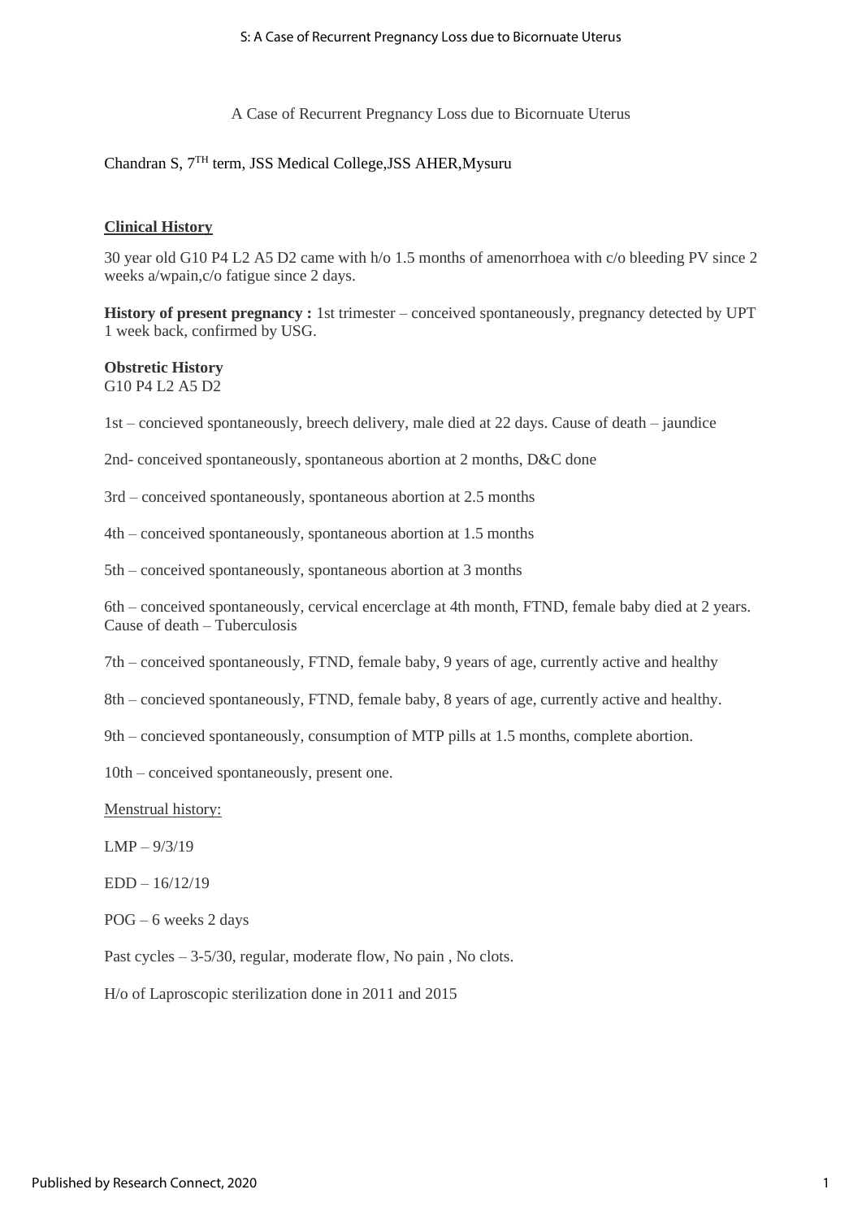A Case of Recurrent Pregnancy Loss due to Bicornuate Uterus

Chandran S, 7[TH] term, JSS Medical College,JSS AHER,Mysuru

**Clinical History**

30 year old G10 P4 L2 A5 D2 came with h/o 1.5 months of amenorrhoea with c/o bleeding PV since 2 weeks a/wpain,c/o fatigue since 2 days.

**History of present pregnancy :** 1st trimester – conceived spontaneously, pregnancy detected by UPT 1 week back, confirmed by USG.

**Obstretic History**
G10 P4 L2 A5 D2

1st – concieved spontaneously, breech delivery, male died at 22 days. Cause of death – jaundice

2nd- conceived spontaneously, spontaneous abortion at 2 months, D&C done

3rd – conceived spontaneously, spontaneous abortion at 2.5 months

4th – conceived spontaneously, spontaneous abortion at 1.5 months

5th – conceived spontaneously, spontaneous abortion at 3 months

6th – conceived spontaneously, cervical encerclage at 4th month, FTND, female baby died at 2 years. Cause of death – Tuberculosis

7th – conceived spontaneously, FTND, female baby, 9 years of age, currently active and healthy

8th – concieved spontaneously, FTND, female baby, 8 years of age, currently active and healthy.

9th – concieved spontaneously, consumption of MTP pills at 1.5 months, complete abortion.

10th – conceived spontaneously, present one.

Menstrual history:

LMP – 9/3/19

EDD – 16/12/19

POG – 6 weeks 2 days

Past cycles – 3-5/30, regular, moderate flow, No pain , No clots.

H/o of Laproscopic sterilization done in 2011 and 2015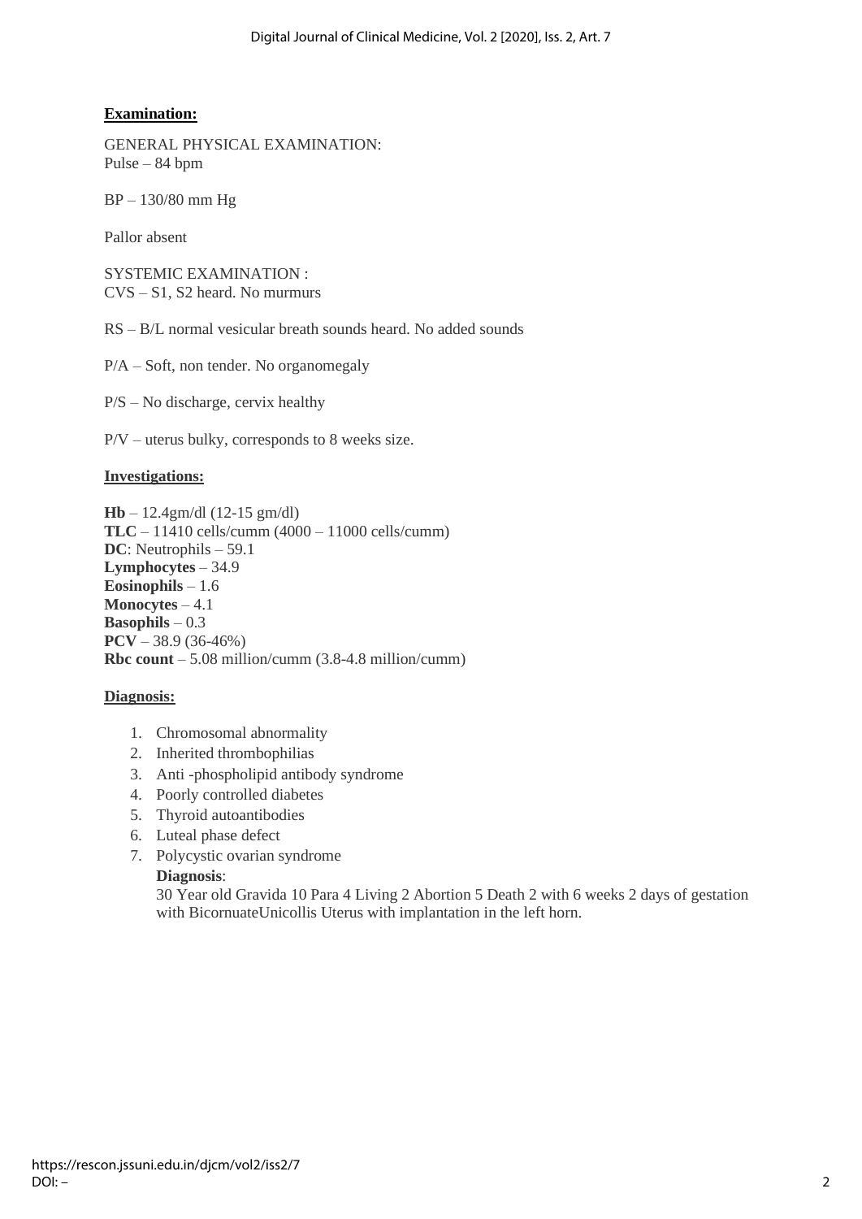**Examination:**

GENERAL PHYSICAL EXAMINATION:
Pulse – 84 bpm

BP – 130/80 mm Hg

Pallor absent

SYSTEMIC EXAMINATION :
CVS – S1, S2 heard. No murmurs

RS – B/L normal vesicular breath sounds heard. No added sounds

P/A – Soft, non tender. No organomegaly

P/S – No discharge, cervix healthy

P/V – uterus bulky, corresponds to 8 weeks size.

**Investigations:**

**Hb** – 12.4gm/dl (12-15 gm/dl)
**TLC** – 11410 cells/cumm (4000 – 11000 cells/cumm)
**DC**: Neutrophils – 59.1
**Lymphocytes** – 34.9
**Eosinophils** – 1.6
**Monocytes** – 4.1
**Basophils** – 0.3
**PCV** – 38.9 (36-46%)
**Rbc count** – 5.08 million/cumm (3.8-4.8 million/cumm)

**Diagnosis:**

1. Chromosomal abnormality
2. Inherited thrombophilias
3. Anti -phospholipid antibody syndrome
4. Poorly controlled diabetes
5. Thyroid autoantibodies
6. Luteal phase defect
7. Polycystic ovarian syndrome

   **Diagnosis**:
   30 Year old Gravida 10 Para 4 Living 2 Abortion 5 Death 2 with 6 weeks 2 days of gestation with BicornuateUnicollis Uterus with implantation in the left horn.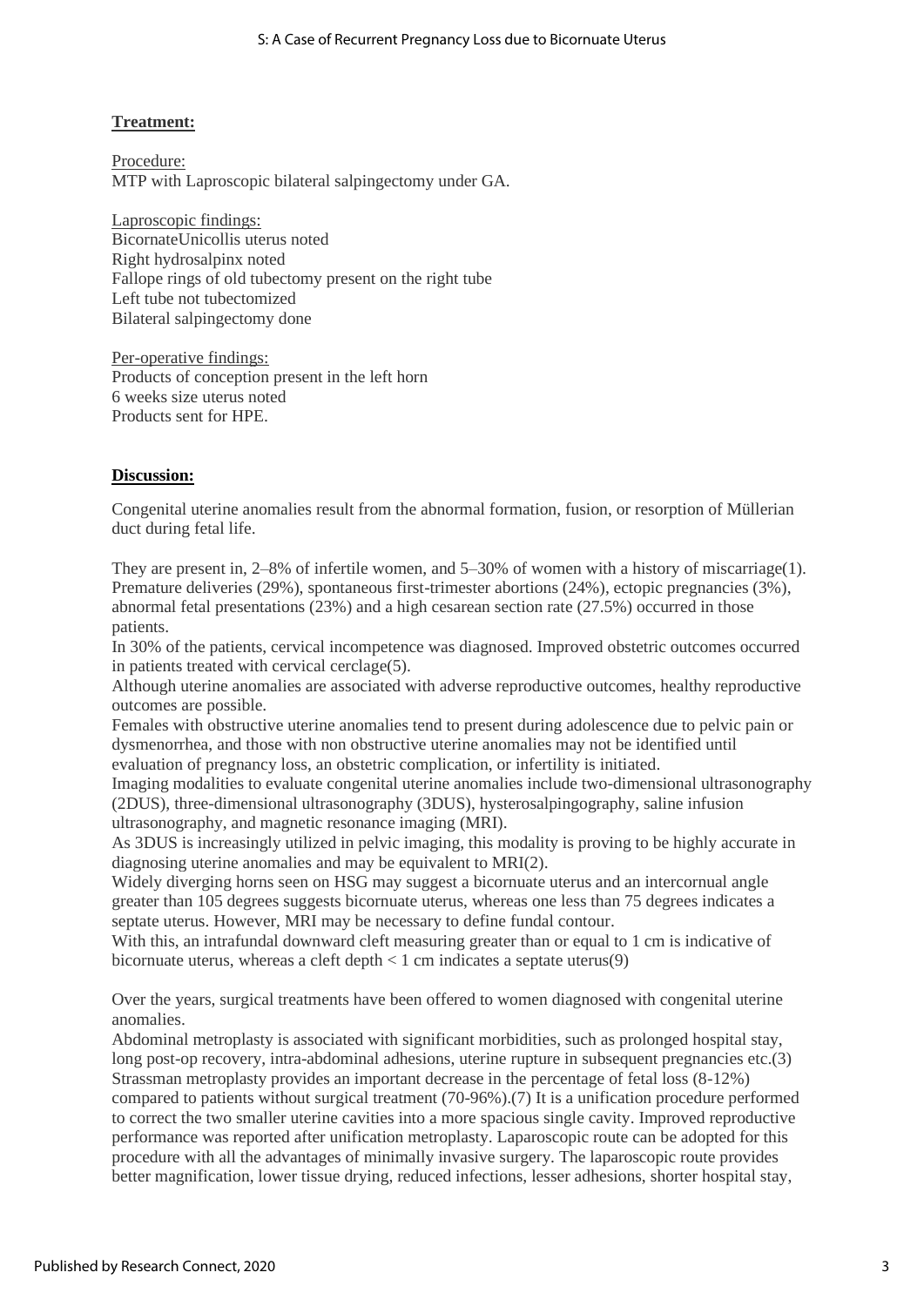**Treatment:**

Procedure:
MTP with Laproscopic bilateral salpingectomy under GA.

Laproscopic findings:
BicornateUnicollis uterus noted
Right hydrosalpinx noted
Fallope rings of old tubectomy present on the right tube
Left tube not tubectomized
Bilateral salpingectomy done

Per-operative findings:
Products of conception present in the left horn
6 weeks size uterus noted
Products sent for HPE.

**Discussion:**

Congenital uterine anomalies result from the abnormal formation, fusion, or resorption of Müllerian duct during fetal life.

They are present in, 2–8% of infertile women, and 5–30% of women with a history of miscarriage(1). Premature deliveries (29%), spontaneous first-trimester abortions (24%), ectopic pregnancies (3%), abnormal fetal presentations (23%) and a high cesarean section rate (27.5%) occurred in those patients.
In 30% of the patients, cervical incompetence was diagnosed. Improved obstetric outcomes occurred in patients treated with cervical cerclage(5).
Although uterine anomalies are associated with adverse reproductive outcomes, healthy reproductive outcomes are possible.
Females with obstructive uterine anomalies tend to present during adolescence due to pelvic pain or dysmenorrhea, and those with non obstructive uterine anomalies may not be identified until evaluation of pregnancy loss, an obstetric complication, or infertility is initiated.
Imaging modalities to evaluate congenital uterine anomalies include two-dimensional ultrasonography (2DUS), three-dimensional ultrasonography (3DUS), hysterosalpingography, saline infusion ultrasonography, and magnetic resonance imaging (MRI).
As 3DUS is increasingly utilized in pelvic imaging, this modality is proving to be highly accurate in diagnosing uterine anomalies and may be equivalent to MRI(2).
Widely diverging horns seen on HSG may suggest a bicornuate uterus and an intercornual angle greater than 105 degrees suggests bicornuate uterus, whereas one less than 75 degrees indicates a septate uterus. However, MRI may be necessary to define fundal contour.
With this, an intrafundal downward cleft measuring greater than or equal to 1 cm is indicative of bicornuate uterus, whereas a cleft depth < 1 cm indicates a septate uterus(9)

Over the years, surgical treatments have been offered to women diagnosed with congenital uterine anomalies.
Abdominal metroplasty is associated with significant morbidities, such as prolonged hospital stay, long post-op recovery, intra-abdominal adhesions, uterine rupture in subsequent pregnancies etc.(3)
Strassman metroplasty provides an important decrease in the percentage of fetal loss (8-12%) compared to patients without surgical treatment (70-96%).(7) It is a unification procedure performed to correct the two smaller uterine cavities into a more spacious single cavity. Improved reproductive performance was reported after unification metroplasty. Laparoscopic route can be adopted for this procedure with all the advantages of minimally invasive surgery. The laparoscopic route provides better magnification, lower tissue drying, reduced infections, lesser adhesions, shorter hospital stay,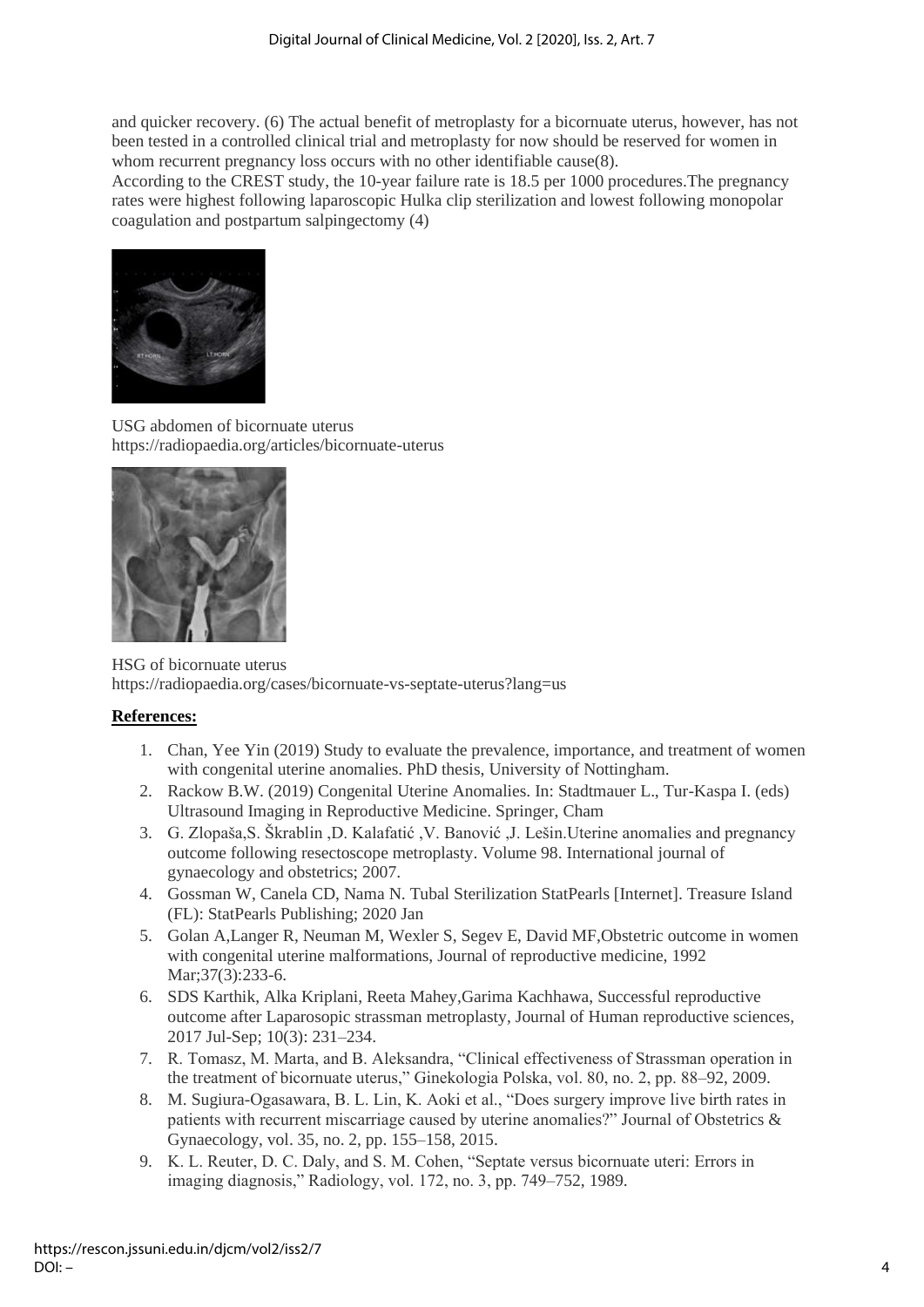and quicker recovery. (6) The actual benefit of metroplasty for a bicornuate uterus, however, has not been tested in a controlled clinical trial and metroplasty for now should be reserved for women in whom recurrent pregnancy loss occurs with no other identifiable cause(8).

According to the CREST study, the 10-year failure rate is 18.5 per 1000 procedures.The pregnancy rates were highest following laparoscopic Hulka clip sterilization and lowest following monopolar coagulation and postpartum salpingectomy (4)

USG abdomen of bicornuate uterus
https://radiopaedia.org/articles/bicornuate-uterus

HSG of bicornuate uterus
https://radiopaedia.org/cases/bicornuate-vs-septate-uterus?lang=us

## **References:**

1. Chan, Yee Yin (2019) Study to evaluate the prevalence, importance, and treatment of women with congenital uterine anomalies. PhD thesis, University of Nottingham.
2. Rackow B.W. (2019) Congenital Uterine Anomalies. In: Stadtmauer L., Tur-Kaspa I. (eds) Ultrasound Imaging in Reproductive Medicine. Springer, Cham
3. G. Zlopaša,S. Škrablin ,D. Kalafatić ,V. Banović ,J. Lešin.Uterine anomalies and pregnancy outcome following resectoscope metroplasty. Volume 98. International journal of gynaecology and obstetrics; 2007.
4. Gossman W, Canela CD, Nama N. Tubal Sterilization StatPearls [Internet]. Treasure Island (FL): StatPearls Publishing; 2020 Jan
5. Golan A,Langer R, Neuman M, Wexler S, Segev E, David MF,Obstetric outcome in women with congenital uterine malformations, Journal of reproductive medicine, 1992 Mar;37(3):233-6.
6. SDS Karthik, Alka Kriplani, Reeta Mahey,Garima Kachhawa, Successful reproductive outcome after Laparosopic strassman metroplasty, Journal of Human reproductive sciences, 2017 Jul-Sep; 10(3): 231–234.
7. R. Tomasz, M. Marta, and B. Aleksandra, "Clinical effectiveness of Strassman operation in the treatment of bicornuate uterus," Ginekologia Polska, vol. 80, no. 2, pp. 88–92, 2009.
8. M. Sugiura-Ogasawara, B. L. Lin, K. Aoki et al., "Does surgery improve live birth rates in patients with recurrent miscarriage caused by uterine anomalies?" Journal of Obstetrics & Gynaecology, vol. 35, no. 2, pp. 155–158, 2015.
9. K. L. Reuter, D. C. Daly, and S. M. Cohen, "Septate versus bicornuate uteri: Errors in imaging diagnosis," Radiology, vol. 172, no. 3, pp. 749–752, 1989.